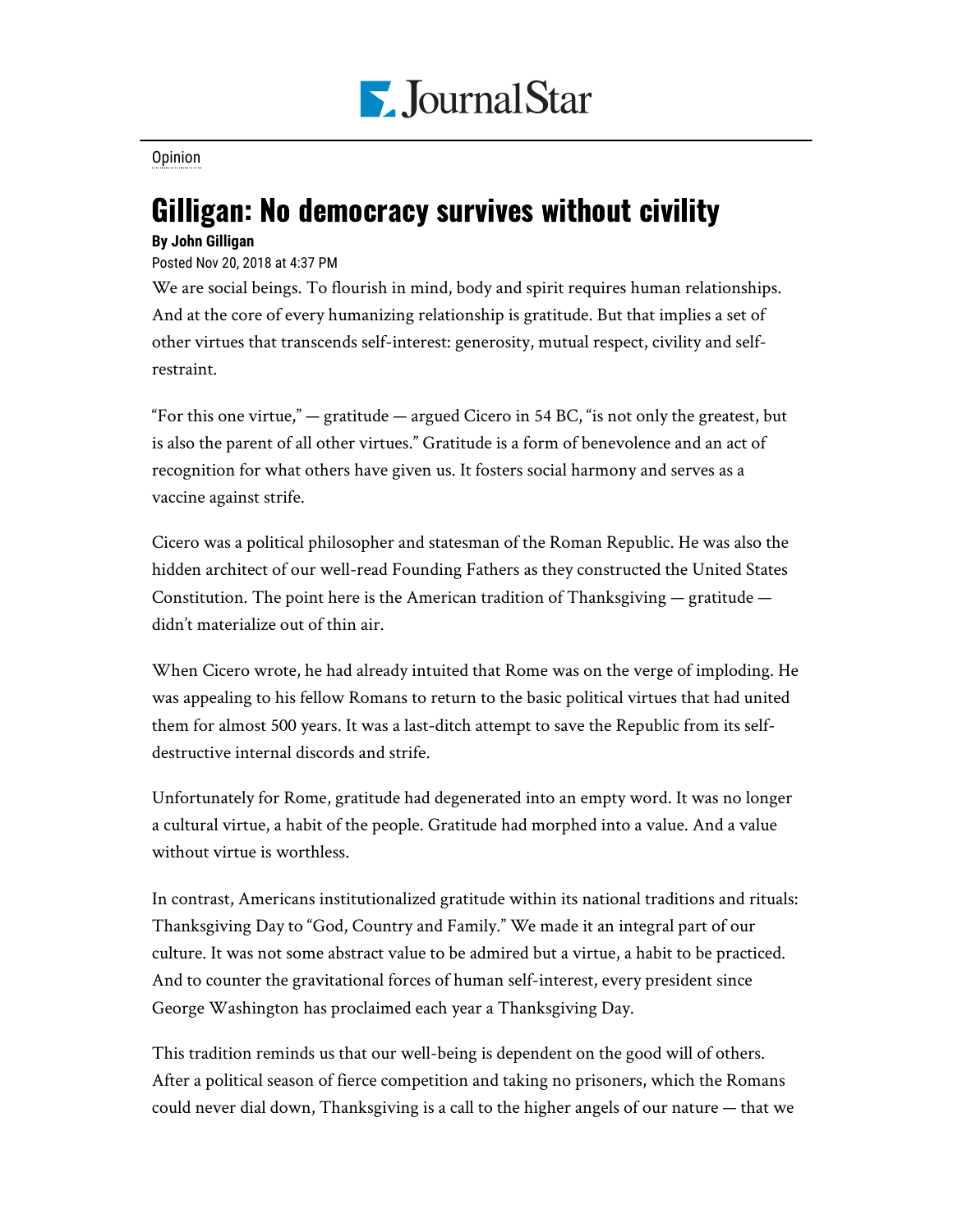Opinion

# Gilligan: No democracy survives without civility

**By John Gilligan**

Posted Nov 20, 2018 at 4:37 PM

We are social beings. To flourish in mind, body and spirit requires human relationships. And at the core of every humanizing relationship is gratitude. But that implies a set of other virtues that transcends self-interest: generosity, mutual respect, civility and self-restraint.

"For this one virtue," — gratitude — argued Cicero in 54 BC, "is not only the greatest, but is also the parent of all other virtues." Gratitude is a form of benevolence and an act of recognition for what others have given us. It fosters social harmony and serves as a vaccine against strife.

Cicero was a political philosopher and statesman of the Roman Republic. He was also the hidden architect of our well-read Founding Fathers as they constructed the United States Constitution. The point here is the American tradition of Thanksgiving — gratitude — didn't materialize out of thin air.

When Cicero wrote, he had already intuited that Rome was on the verge of imploding. He was appealing to his fellow Romans to return to the basic political virtues that had united them for almost 500 years. It was a last-ditch attempt to save the Republic from its self-destructive internal discords and strife.

Unfortunately for Rome, gratitude had degenerated into an empty word. It was no longer a cultural virtue, a habit of the people. Gratitude had morphed into a value. And a value without virtue is worthless.

In contrast, Americans institutionalized gratitude within its national traditions and rituals: Thanksgiving Day to "God, Country and Family." We made it an integral part of our culture. It was not some abstract value to be admired but a virtue, a habit to be practiced. And to counter the gravitational forces of human self-interest, every president since George Washington has proclaimed each year a Thanksgiving Day.

This tradition reminds us that our well-being is dependent on the good will of others. After a political season of fierce competition and taking no prisoners, which the Romans could never dial down, Thanksgiving is a call to the higher angels of our nature — that we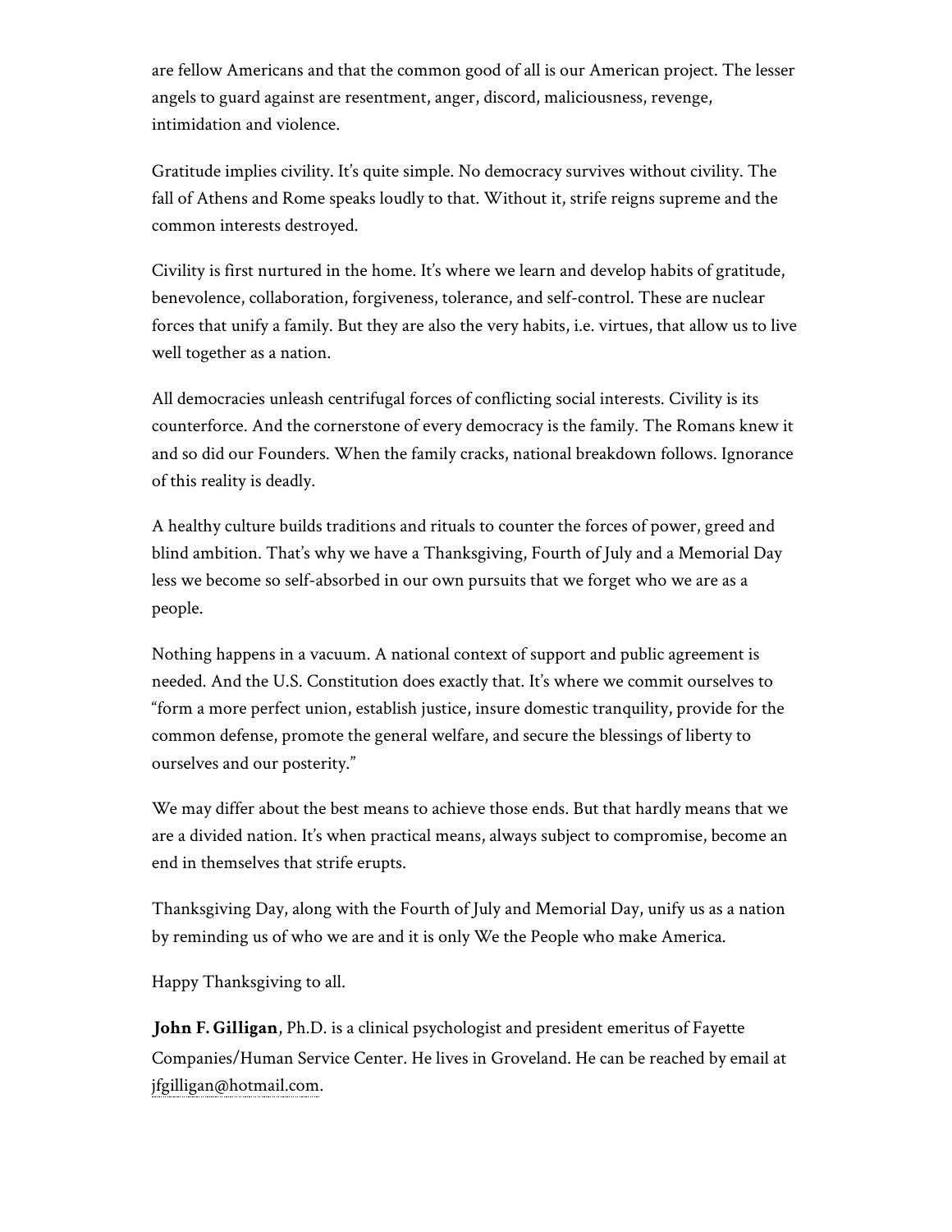are fellow Americans and that the common good of all is our American project. The lesser angels to guard against are resentment, anger, discord, maliciousness, revenge, intimidation and violence.

Gratitude implies civility. It's quite simple. No democracy survives without civility. The fall of Athens and Rome speaks loudly to that. Without it, strife reigns supreme and the common interests destroyed.

Civility is first nurtured in the home. It's where we learn and develop habits of gratitude, benevolence, collaboration, forgiveness, tolerance, and self-control. These are nuclear forces that unify a family. But they are also the very habits, i.e. virtues, that allow us to live well together as a nation.

All democracies unleash centrifugal forces of conflicting social interests. Civility is its counterforce. And the cornerstone of every democracy is the family. The Romans knew it and so did our Founders. When the family cracks, national breakdown follows. Ignorance of this reality is deadly.

A healthy culture builds traditions and rituals to counter the forces of power, greed and blind ambition. That's why we have a Thanksgiving, Fourth of July and a Memorial Day less we become so self-absorbed in our own pursuits that we forget who we are as a people.

Nothing happens in a vacuum. A national context of support and public agreement is needed. And the U.S. Constitution does exactly that. It's where we commit ourselves to "form a more perfect union, establish justice, insure domestic tranquility, provide for the common defense, promote the general welfare, and secure the blessings of liberty to ourselves and our posterity."

We may differ about the best means to achieve those ends. But that hardly means that we are a divided nation. It's when practical means, always subject to compromise, become an end in themselves that strife erupts.

Thanksgiving Day, along with the Fourth of July and Memorial Day, unify us as a nation by reminding us of who we are and it is only We the People who make America.

Happy Thanksgiving to all.

**John F. Gilligan**, Ph.D. is a clinical psychologist and president emeritus of Fayette Companies/Human Service Center. He lives in Groveland. He can be reached by email at jfgilligan@hotmail.com.